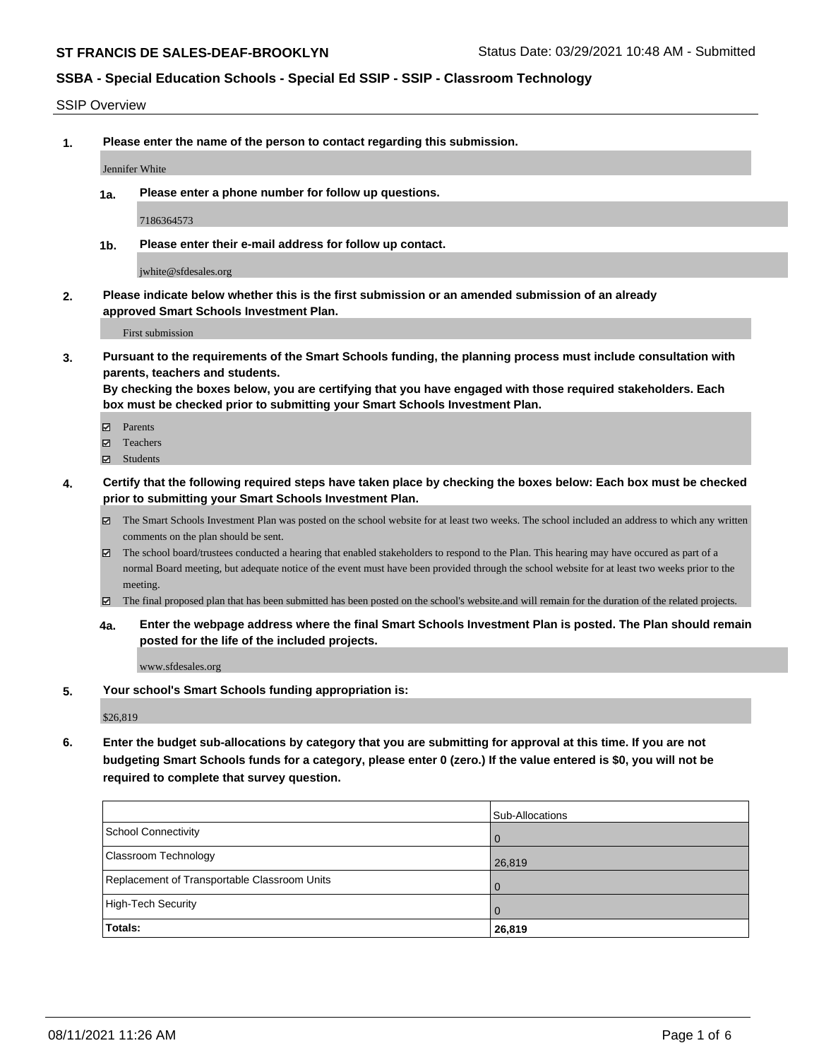**ST FRANCIS DE SALES-DEAF-BROOKLYN** Status Date: 03/29/2021 10:48 AM - Submitted

**SSBA - Special Education Schools - Special Ed SSIP - SSIP - Classroom Technology**

SSIP Overview

**1. Please enter the name of the person to contact regarding this submission.**

Jennifer White

**1a. Please enter a phone number for follow up questions.**

7186364573

**1b. Please enter their e-mail address for follow up contact.**

jwhite@sfdesales.org

**2. Please indicate below whether this is the first submission or an amended submission of an already approved Smart Schools Investment Plan.**

First submission

**3. Pursuant to the requirements of the Smart Schools funding, the planning process must include consultation with parents, teachers and students.**
**By checking the boxes below, you are certifying that you have engaged with those required stakeholders. Each box must be checked prior to submitting your Smart Schools Investment Plan.**

- ☑ Parents
- ☑ Teachers
- ☑ Students

**4. Certify that the following required steps have taken place by checking the boxes below: Each box must be checked prior to submitting your Smart Schools Investment Plan.**

- ☑ The Smart Schools Investment Plan was posted on the school website for at least two weeks. The school included an address to which any written comments on the plan should be sent.
- ☑ The school board/trustees conducted a hearing that enabled stakeholders to respond to the Plan. This hearing may have occured as part of a normal Board meeting, but adequate notice of the event must have been provided through the school website for at least two weeks prior to the meeting.
- ☑ The final proposed plan that has been submitted has been posted on the school's website.and will remain for the duration of the related projects.

**4a. Enter the webpage address where the final Smart Schools Investment Plan is posted. The Plan should remain posted for the life of the included projects.**

www.sfdesales.org

**5. Your school's Smart Schools funding appropriation is:**

$26,819

**6. Enter the budget sub-allocations by category that you are submitting for approval at this time. If you are not budgeting Smart Schools funds for a category, please enter 0 (zero.) If the value entered is $0, you will not be required to complete that survey question.**

| | Sub-Allocations |
|---|---|
| School Connectivity | 0 |
| Classroom Technology | 26,819 |
| Replacement of Transportable Classroom Units | 0 |
| High-Tech Security | 0 |
| **Totals:** | **26,819** |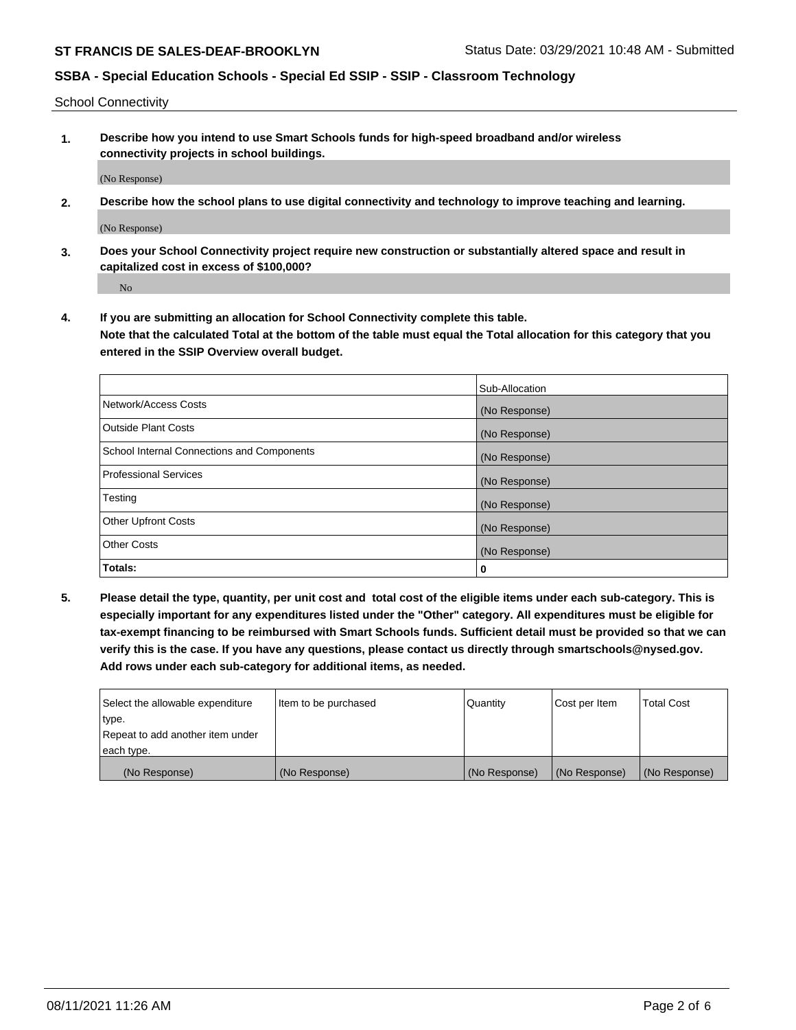School Connectivity

**1. Describe how you intend to use Smart Schools funds for high-speed broadband and/or wireless connectivity projects in school buildings.**

(No Response)

**2. Describe how the school plans to use digital connectivity and technology to improve teaching and learning.**

(No Response)

**3. Does your School Connectivity project require new construction or substantially altered space and result in capitalized cost in excess of $100,000?**

No

**4. If you are submitting an allocation for School Connectivity complete this table. Note that the calculated Total at the bottom of the table must equal the Total allocation for this category that you entered in the SSIP Overview overall budget.**

| | Sub-Allocation |
|---|---|
| Network/Access Costs | (No Response) |
| Outside Plant Costs | (No Response) |
| School Internal Connections and Components | (No Response) |
| Professional Services | (No Response) |
| Testing | (No Response) |
| Other Upfront Costs | (No Response) |
| Other Costs | (No Response) |
| **Totals:** | **0** |

**5. Please detail the type, quantity, per unit cost and total cost of the eligible items under each sub-category. This is especially important for any expenditures listed under the "Other" category. All expenditures must be eligible for tax-exempt financing to be reimbursed with Smart Schools funds. Sufficient detail must be provided so that we can verify this is the case. If you have any questions, please contact us directly through smartschools@nysed.gov. Add rows under each sub-category for additional items, as needed.**

| Select the allowable expenditure type. Repeat to add another item under each type. | Item to be purchased | Quantity | Cost per Item | Total Cost |
|---|---|---|---|---|
| (No Response) | (No Response) | (No Response) | (No Response) | (No Response) |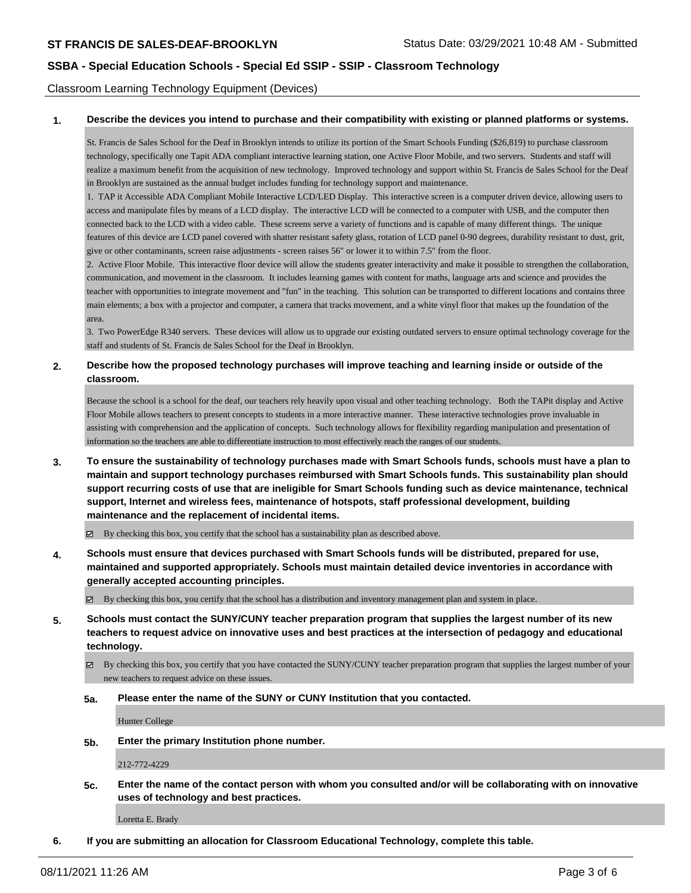Classroom Learning Technology Equipment (Devices)

**1. Describe the devices you intend to purchase and their compatibility with existing or planned platforms or systems.**

St. Francis de Sales School for the Deaf in Brooklyn intends to utilize its portion of the Smart Schools Funding ($26,819) to purchase classroom technology, specifically one Tapit ADA compliant interactive learning station, one Active Floor Mobile, and two servers. Students and staff will realize a maximum benefit from the acquisition of new technology. Improved technology and support within St. Francis de Sales School for the Deaf in Brooklyn are sustained as the annual budget includes funding for technology support and maintenance.

1. TAP it Accessible ADA Compliant Mobile Interactive LCD/LED Display. This interactive screen is a computer driven device, allowing users to access and manipulate files by means of a LCD display. The interactive LCD will be connected to a computer with USB, and the computer then connected back to the LCD with a video cable. These screens serve a variety of functions and is capable of many different things. The unique features of this device are LCD panel covered with shatter resistant safety glass, rotation of LCD panel 0-90 degrees, durability resistant to dust, grit, give or other contaminants, screen raise adjustments - screen raises 56" or lower it to within 7.5" from the floor.
2. Active Floor Mobile. This interactive floor device will allow the students greater interactivity and make it possible to strengthen the collaboration, communication, and movement in the classroom. It includes learning games with content for maths, language arts and science and provides the teacher with opportunities to integrate movement and "fun" in the teaching. This solution can be transported to different locations and contains three main elements; a box with a projector and computer, a camera that tracks movement, and a white vinyl floor that makes up the foundation of the area.
3. Two PowerEdge R340 servers. These devices will allow us to upgrade our existing outdated servers to ensure optimal technology coverage for the staff and students of St. Francis de Sales School for the Deaf in Brooklyn.

**2. Describe how the proposed technology purchases will improve teaching and learning inside or outside of the classroom.**

Because the school is a school for the deaf, our teachers rely heavily upon visual and other teaching technology. Both the TAPit display and Active Floor Mobile allows teachers to present concepts to students in a more interactive manner. These interactive technologies prove invaluable in assisting with comprehension and the application of concepts. Such technology allows for flexibility regarding manipulation and presentation of information so the teachers are able to differentiate instruction to most effectively reach the ranges of our students.

**3. To ensure the sustainability of technology purchases made with Smart Schools funds, schools must have a plan to maintain and support technology purchases reimbursed with Smart Schools funds. This sustainability plan should support recurring costs of use that are ineligible for Smart Schools funding such as device maintenance, technical support, Internet and wireless fees, maintenance of hotspots, staff professional development, building maintenance and the replacement of incidental items.**

☑ By checking this box, you certify that the school has a sustainability plan as described above.

**4. Schools must ensure that devices purchased with Smart Schools funds will be distributed, prepared for use, maintained and supported appropriately. Schools must maintain detailed device inventories in accordance with generally accepted accounting principles.**

☑ By checking this box, you certify that the school has a distribution and inventory management plan and system in place.

**5. Schools must contact the SUNY/CUNY teacher preparation program that supplies the largest number of its new teachers to request advice on innovative uses and best practices at the intersection of pedagogy and educational technology.**

☑ By checking this box, you certify that you have contacted the SUNY/CUNY teacher preparation program that supplies the largest number of your new teachers to request advice on these issues.

**5a. Please enter the name of the SUNY or CUNY Institution that you contacted.**

Hunter College

**5b. Enter the primary Institution phone number.**

212-772-4229

**5c. Enter the name of the contact person with whom you consulted and/or will be collaborating with on innovative uses of technology and best practices.**

Loretta E. Brady

**6. If you are submitting an allocation for Classroom Educational Technology, complete this table.**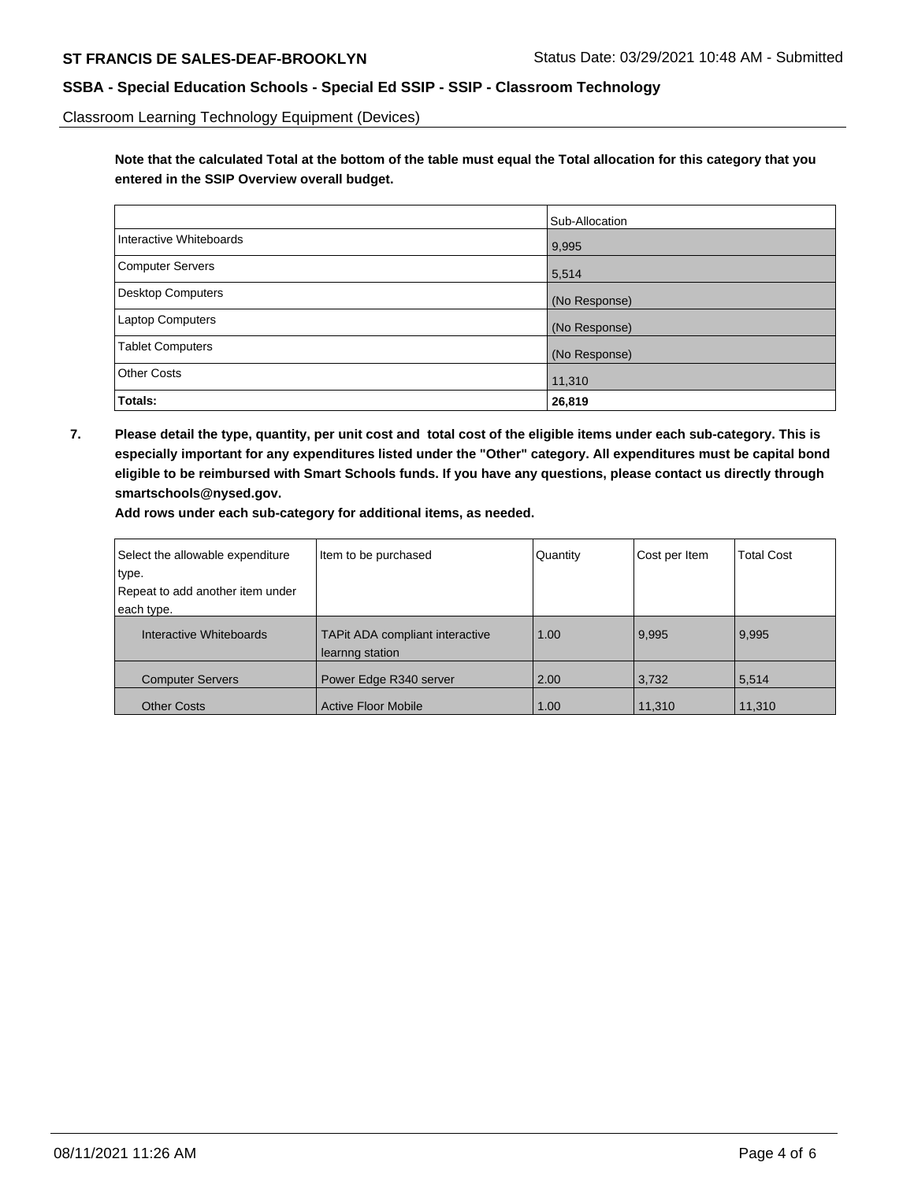Classroom Learning Technology Equipment (Devices)

**Note that the calculated Total at the bottom of the table must equal the Total allocation for this category that you entered in the SSIP Overview overall budget.**

| | Sub-Allocation |
|---|---|
| Interactive Whiteboards | 9,995 |
| Computer Servers | 5,514 |
| Desktop Computers | (No Response) |
| Laptop Computers | (No Response) |
| Tablet Computers | (No Response) |
| Other Costs | 11,310 |
| **Totals:** | **26,819** |

**7. Please detail the type, quantity, per unit cost and total cost of the eligible items under each sub-category. This is especially important for any expenditures listed under the "Other" category. All expenditures must be capital bond eligible to be reimbursed with Smart Schools funds. If you have any questions, please contact us directly through smartschools@nysed.gov.**

**Add rows under each sub-category for additional items, as needed.**

| Select the allowable expenditure type. Repeat to add another item under each type. | Item to be purchased | Quantity | Cost per Item | Total Cost |
|---|---|---|---|---|
| Interactive Whiteboards | TAPit ADA compliant interactive learnng station | 1.00 | 9,995 | 9,995 |
| Computer Servers | Power Edge R340 server | 2.00 | 3,732 | 5,514 |
| Other Costs | Active Floor Mobile | 1.00 | 11,310 | 11,310 |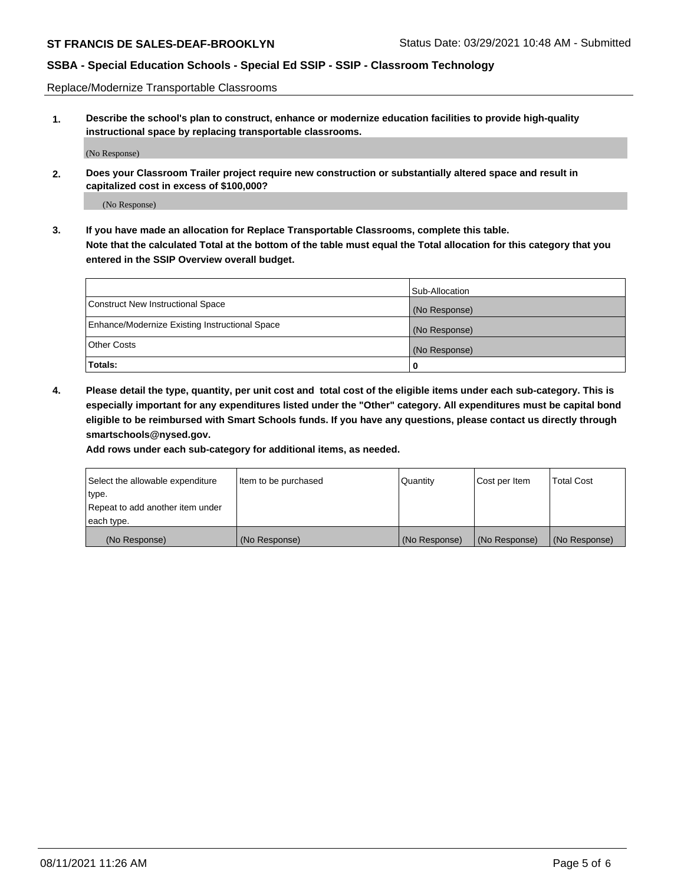Replace/Modernize Transportable Classrooms

**1. Describe the school's plan to construct, enhance or modernize education facilities to provide high-quality instructional space by replacing transportable classrooms.**

(No Response)

**2. Does your Classroom Trailer project require new construction or substantially altered space and result in capitalized cost in excess of $100,000?**

(No Response)

**3. If you have made an allocation for Replace Transportable Classrooms, complete this table. Note that the calculated Total at the bottom of the table must equal the Total allocation for this category that you entered in the SSIP Overview overall budget.**

| | Sub-Allocation |
|---|---|
| Construct New Instructional Space | (No Response) |
| Enhance/Modernize Existing Instructional Space | (No Response) |
| Other Costs | (No Response) |
| **Totals:** | 0 |

**4. Please detail the type, quantity, per unit cost and total cost of the eligible items under each sub-category. This is especially important for any expenditures listed under the "Other" category. All expenditures must be capital bond eligible to be reimbursed with Smart Schools funds. If you have any questions, please contact us directly through smartschools@nysed.gov.**

**Add rows under each sub-category for additional items, as needed.**

| Select the allowable expenditure type. Repeat to add another item under each type. | Item to be purchased | Quantity | Cost per Item | Total Cost |
|---|---|---|---|---|
| (No Response) | (No Response) | (No Response) | (No Response) | (No Response) |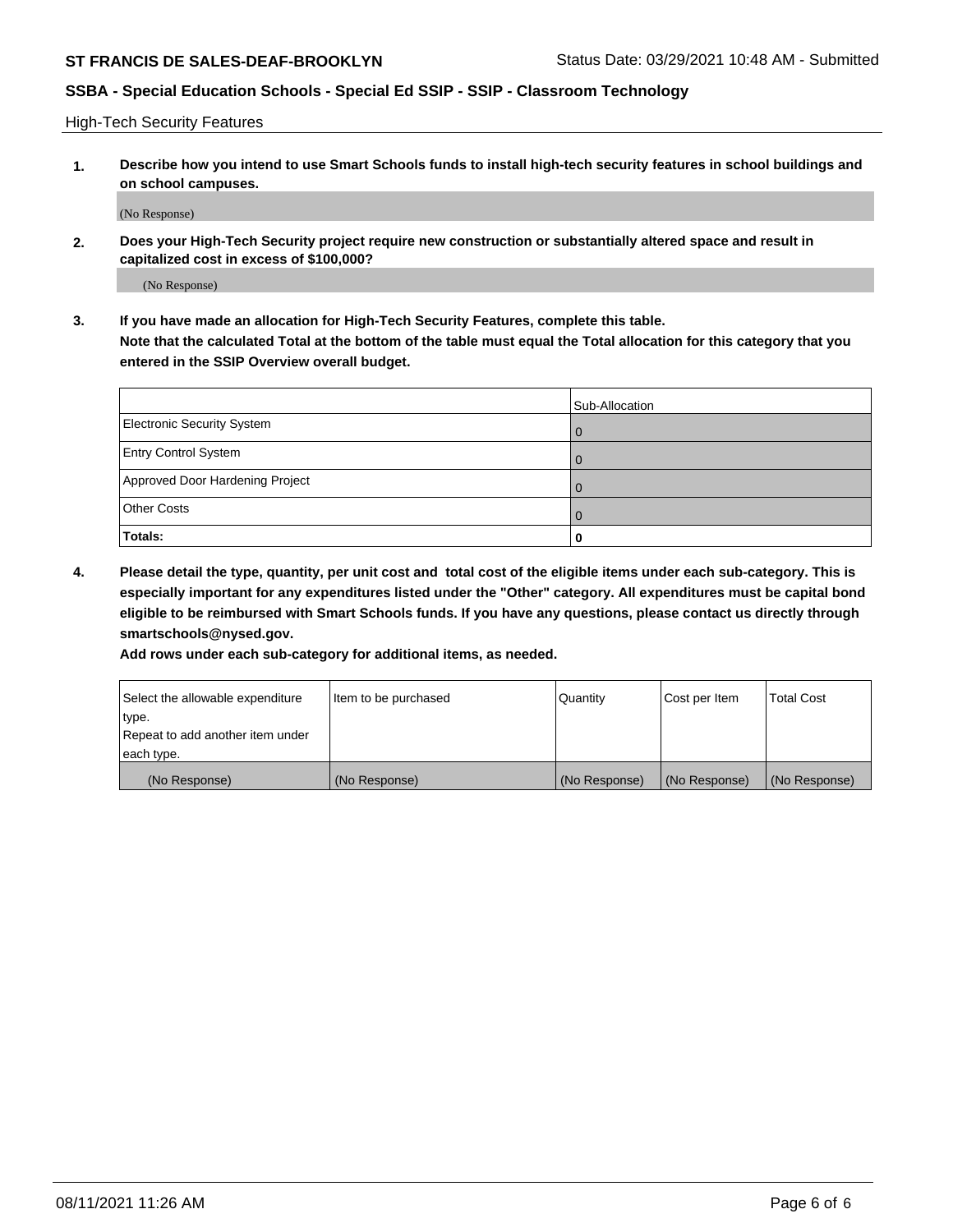High-Tech Security Features

**1. Describe how you intend to use Smart Schools funds to install high-tech security features in school buildings and on school campuses.**

(No Response)

**2. Does your High-Tech Security project require new construction or substantially altered space and result in capitalized cost in excess of $100,000?**

(No Response)

**3. If you have made an allocation for High-Tech Security Features, complete this table. Note that the calculated Total at the bottom of the table must equal the Total allocation for this category that you entered in the SSIP Overview overall budget.**

| | Sub-Allocation |
|---|---|
| Electronic Security System | 0 |
| Entry Control System | 0 |
| Approved Door Hardening Project | 0 |
| Other Costs | 0 |
| **Totals:** | **0** |

**4. Please detail the type, quantity, per unit cost and total cost of the eligible items under each sub-category. This is especially important for any expenditures listed under the "Other" category. All expenditures must be capital bond eligible to be reimbursed with Smart Schools funds. If you have any questions, please contact us directly through smartschools@nysed.gov.**

**Add rows under each sub-category for additional items, as needed.**

| Select the allowable expenditure type. Repeat to add another item under each type. | Item to be purchased | Quantity | Cost per Item | Total Cost |
|---|---|---|---|---|
| (No Response) | (No Response) | (No Response) | (No Response) | (No Response) |